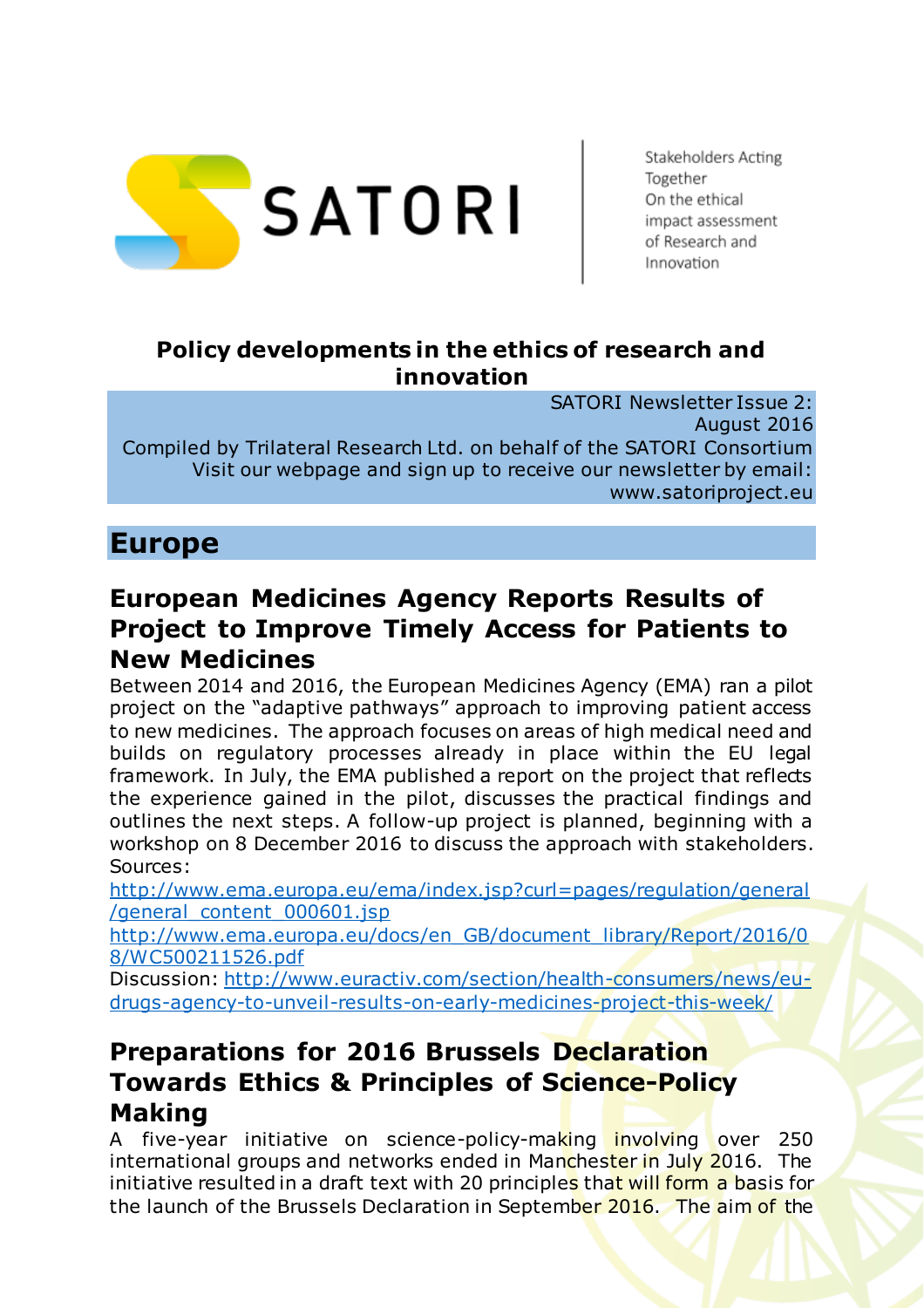SATORI

Stakeholders Acting Together On the ethical impact assessment of Research and Innovation

**Policy developments in the ethics of research and innovation**

SATORI Newsletter Issue 2: August 2016
Compiled by Trilateral Research Ltd. on behalf of the SATORI Consortium
Visit our webpage and sign up to receive our newsletter by email: www.satoriproject.eu

# Europe

## European Medicines Agency Reports Results of Project to Improve Timely Access for Patients to New Medicines

Between 2014 and 2016, the European Medicines Agency (EMA) ran a pilot project on the "adaptive pathways" approach to improving patient access to new medicines. The approach focuses on areas of high medical need and builds on regulatory processes already in place within the EU legal framework. In July, the EMA published a report on the project that reflects the experience gained in the pilot, discusses the practical findings and outlines the next steps. A follow-up project is planned, beginning with a workshop on 8 December 2016 to discuss the approach with stakeholders.
Sources:
http://www.ema.europa.eu/ema/index.jsp?curl=pages/regulation/general/general_content_000601.jsp
http://www.ema.europa.eu/docs/en_GB/document_library/Report/2016/08/WC500211526.pdf
Discussion: http://www.euractiv.com/section/health-consumers/news/eu-drugs-agency-to-unveil-results-on-early-medicines-project-this-week/

## Preparations for 2016 Brussels Declaration Towards Ethics & Principles of Science-Policy Making

A five-year initiative on science-policy-making involving over 250 international groups and networks ended in Manchester in July 2016. The initiative resulted in a draft text with 20 principles that will form a basis for the launch of the Brussels Declaration in September 2016. The aim of the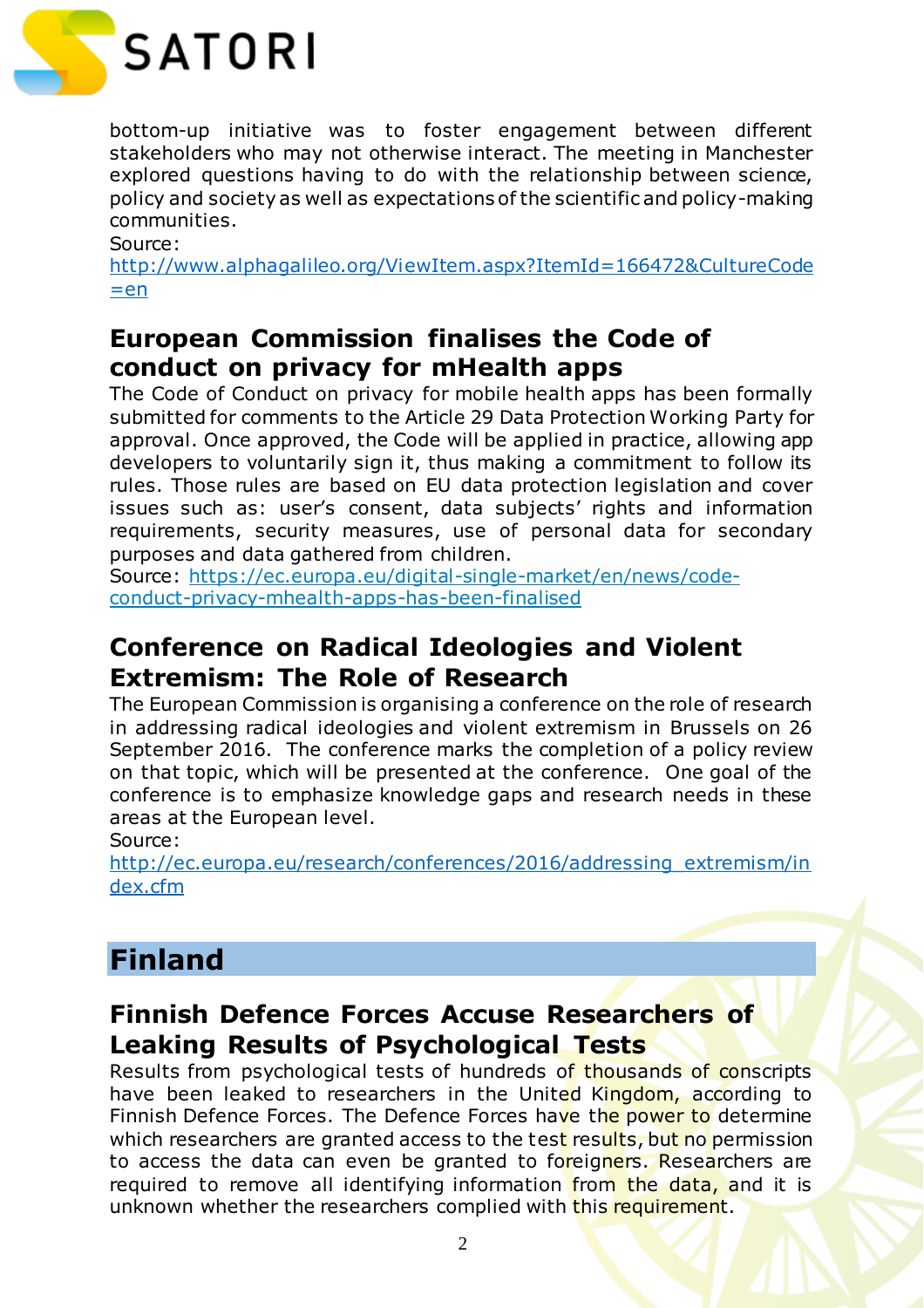bottom-up initiative was to foster engagement between different stakeholders who may not otherwise interact. The meeting in Manchester explored questions having to do with the relationship between science, policy and society as well as expectations of the scientific and policy-making communities.

Source: http://www.alphagalileo.org/ViewItem.aspx?ItemId=166472&CultureCode=en

### European Commission finalises the Code of conduct on privacy for mHealth apps

The Code of Conduct on privacy for mobile health apps has been formally submitted for comments to the Article 29 Data Protection Working Party for approval. Once approved, the Code will be applied in practice, allowing app developers to voluntarily sign it, thus making a commitment to follow its rules. Those rules are based on EU data protection legislation and cover issues such as: user's consent, data subjects' rights and information requirements, security measures, use of personal data for secondary purposes and data gathered from children.

Source: https://ec.europa.eu/digital-single-market/en/news/code-conduct-privacy-mhealth-apps-has-been-finalised

### Conference on Radical Ideologies and Violent Extremism: The Role of Research

The European Commission is organising a conference on the role of research in addressing radical ideologies and violent extremism in Brussels on 26 September 2016. The conference marks the completion of a policy review on that topic, which will be presented at the conference. One goal of the conference is to emphasize knowledge gaps and research needs in these areas at the European level.

Source: http://ec.europa.eu/research/conferences/2016/addressing_extremism/index.cfm

## Finland

### Finnish Defence Forces Accuse Researchers of Leaking Results of Psychological Tests

Results from psychological tests of hundreds of thousands of conscripts have been leaked to researchers in the United Kingdom, according to Finnish Defence Forces. The Defence Forces have the power to determine which researchers are granted access to the test results, but no permission to access the data can even be granted to foreigners. Researchers are required to remove all identifying information from the data, and it is unknown whether the researchers complied with this requirement.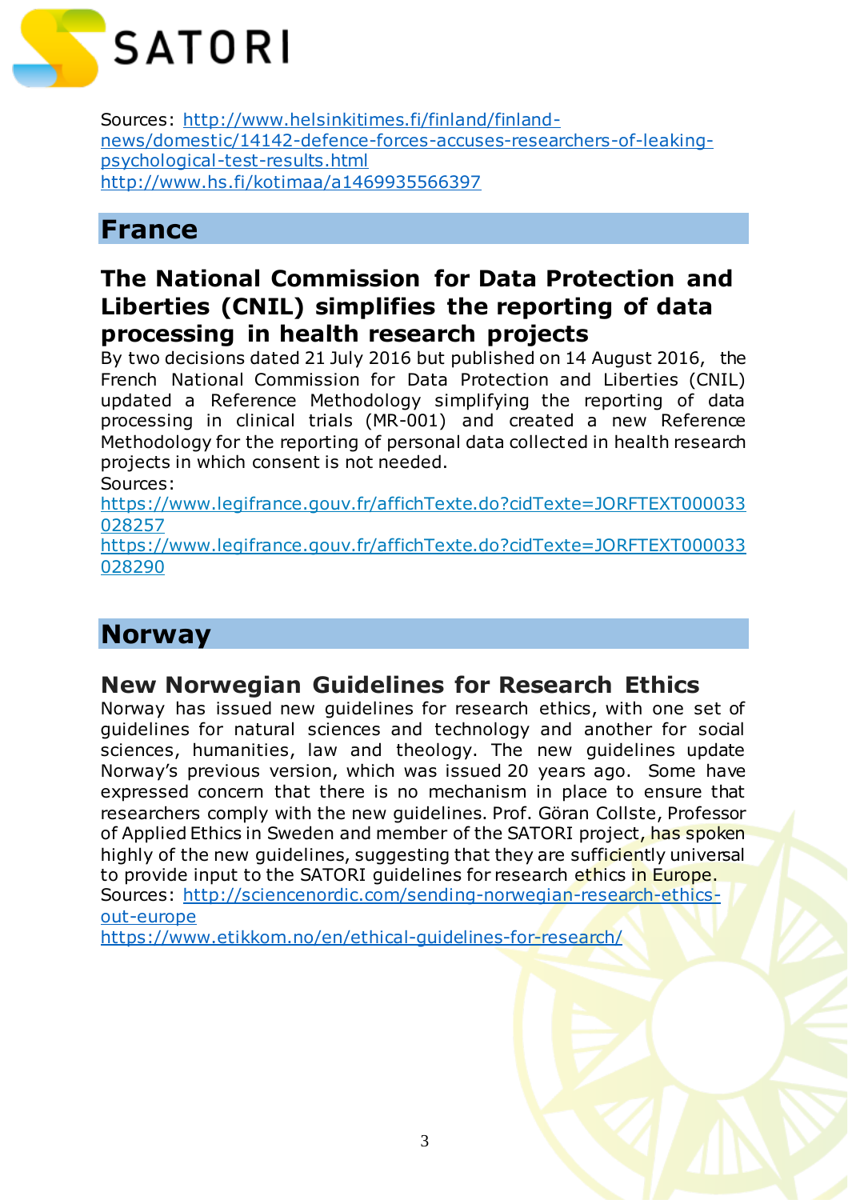Sources: http://www.helsinkitimes.fi/finland/finland-news/domestic/14142-defence-forces-accuses-researchers-of-leaking-psychological-test-results.html
http://www.hs.fi/kotimaa/a1469935566397

# France

## The National Commission for Data Protection and Liberties (CNIL) simplifies the reporting of data processing in health research projects

By two decisions dated 21 July 2016 but published on 14 August 2016, the French National Commission for Data Protection and Liberties (CNIL) updated a Reference Methodology simplifying the reporting of data processing in clinical trials (MR-001) and created a new Reference Methodology for the reporting of personal data collected in health research projects in which consent is not needed.

Sources:
https://www.legifrance.gouv.fr/affichTexte.do?cidTexte=JORFTEXT000033028257
https://www.legifrance.gouv.fr/affichTexte.do?cidTexte=JORFTEXT000033028290

# Norway

## New Norwegian Guidelines for Research Ethics

Norway has issued new guidelines for research ethics, with one set of guidelines for natural sciences and technology and another for social sciences, humanities, law and theology. The new guidelines update Norway's previous version, which was issued 20 years ago. Some have expressed concern that there is no mechanism in place to ensure that researchers comply with the new guidelines. Prof. Göran Collste, Professor of Applied Ethics in Sweden and member of the SATORI project, has spoken highly of the new guidelines, suggesting that they are sufficiently universal to provide input to the SATORI guidelines for research ethics in Europe.

Sources: http://sciencenordic.com/sending-norwegian-research-ethics-out-europe
https://www.etikkom.no/en/ethical-guidelines-for-research/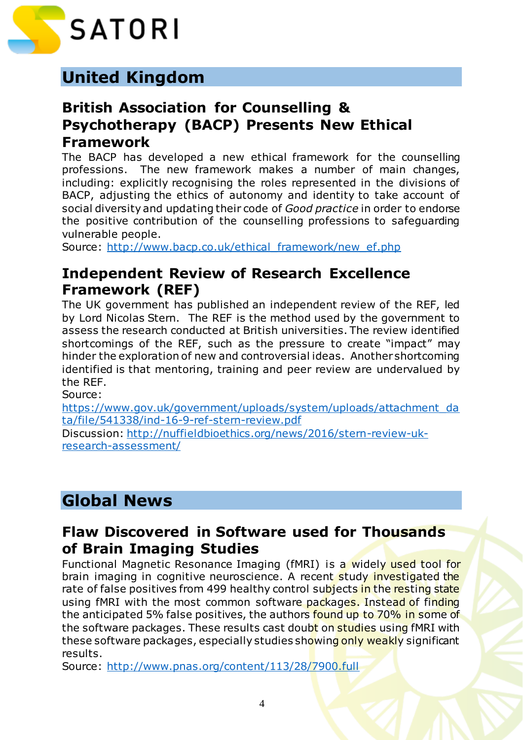## United Kingdom

### British Association for Counselling & Psychotherapy (BACP) Presents New Ethical Framework

The BACP has developed a new ethical framework for the counselling professions. The new framework makes a number of main changes, including: explicitly recognising the roles represented in the divisions of BACP, adjusting the ethics of autonomy and identity to take account of social diversity and updating their code of *Good practice* in order to endorse the positive contribution of the counselling professions to safeguarding vulnerable people.

Source: http://www.bacp.co.uk/ethical_framework/new_ef.php

### Independent Review of Research Excellence Framework (REF)

The UK government has published an independent review of the REF, led by Lord Nicolas Stern. The REF is the method used by the government to assess the research conducted at British universities. The review identified shortcomings of the REF, such as the pressure to create "impact" may hinder the exploration of new and controversial ideas. Another shortcoming identified is that mentoring, training and peer review are undervalued by the REF.

Source: https://www.gov.uk/government/uploads/system/uploads/attachment_data/file/541338/ind-16-9-ref-stern-review.pdf

Discussion: http://nuffieldbioethics.org/news/2016/stern-review-uk-research-assessment/

## Global News

### Flaw Discovered in Software used for Thousands of Brain Imaging Studies

Functional Magnetic Resonance Imaging (fMRI) is a widely used tool for brain imaging in cognitive neuroscience. A recent study investigated the rate of false positives from 499 healthy control subjects in the resting state using fMRI with the most common software packages. Instead of finding the anticipated 5% false positives, the authors found up to 70% in some of the software packages. These results cast doubt on studies using fMRI with these software packages, especially studies showing only weakly significant results.

Source: http://www.pnas.org/content/113/28/7900.full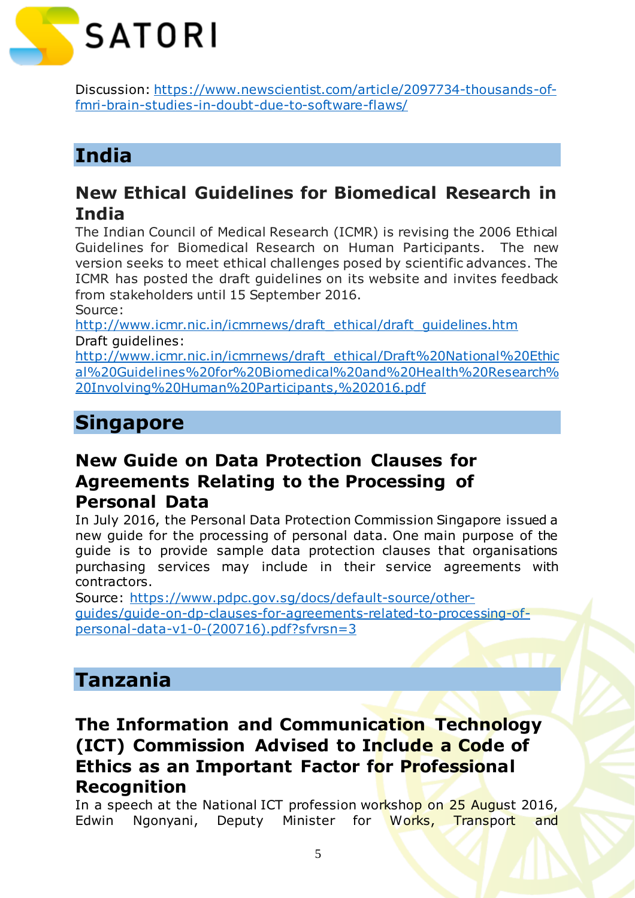Discussion: https://www.newscientist.com/article/2097734-thousands-of-fmri-brain-studies-in-doubt-due-to-software-flaws/

# India

## New Ethical Guidelines for Biomedical Research in India

The Indian Council of Medical Research (ICMR) is revising the 2006 Ethical Guidelines for Biomedical Research on Human Participants. The new version seeks to meet ethical challenges posed by scientific advances. The ICMR has posted the draft guidelines on its website and invites feedback from stakeholders until 15 September 2016.

Source:
http://www.icmr.nic.in/icmrnews/draft_ethical/draft_guidelines.htm

Draft guidelines:
http://www.icmr.nic.in/icmrnews/draft_ethical/Draft%20National%20Ethical%20Guidelines%20for%20Biomedical%20and%20Health%20Research%20Involving%20Human%20Participants,%202016.pdf

# Singapore

## New Guide on Data Protection Clauses for Agreements Relating to the Processing of Personal Data

In July 2016, the Personal Data Protection Commission Singapore issued a new guide for the processing of personal data. One main purpose of the guide is to provide sample data protection clauses that organisations purchasing services may include in their service agreements with contractors.

Source: https://www.pdpc.gov.sg/docs/default-source/other-guides/guide-on-dp-clauses-for-agreements-related-to-processing-of-personal-data-v1-0-(200716).pdf?sfvrsn=3

# Tanzania

## The Information and Communication Technology (ICT) Commission Advised to Include a Code of Ethics as an Important Factor for Professional Recognition

In a speech at the National ICT profession workshop on 25 August 2016, Edwin Ngonyani, Deputy Minister for Works, Transport and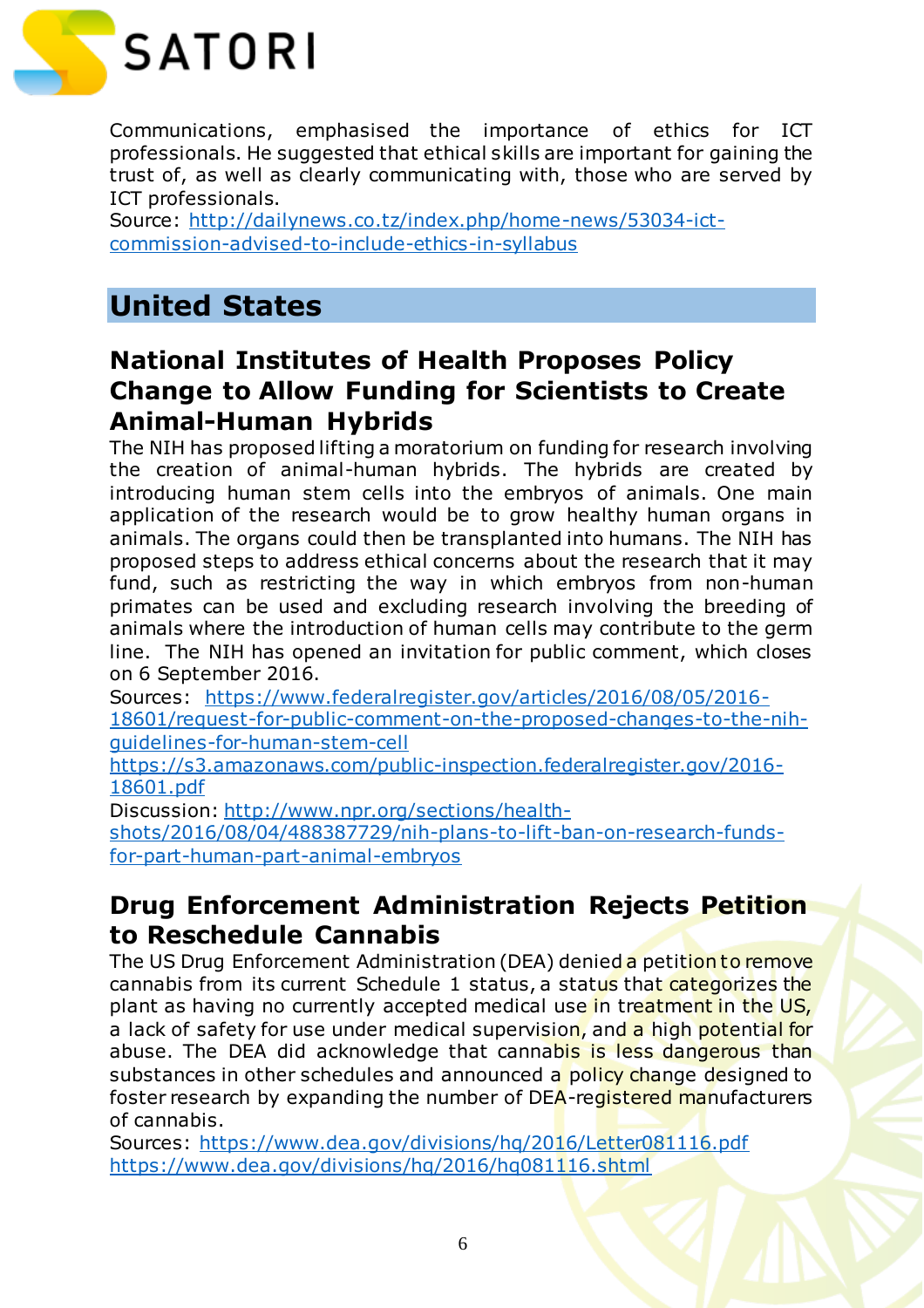Communications, emphasised the importance of ethics for ICT professionals. He suggested that ethical skills are important for gaining the trust of, as well as clearly communicating with, those who are served by ICT professionals.
Source: http://dailynews.co.tz/index.php/home-news/53034-ict-commission-advised-to-include-ethics-in-syllabus

# United States

## National Institutes of Health Proposes Policy Change to Allow Funding for Scientists to Create Animal-Human Hybrids

The NIH has proposed lifting a moratorium on funding for research involving the creation of animal-human hybrids. The hybrids are created by introducing human stem cells into the embryos of animals. One main application of the research would be to grow healthy human organs in animals. The organs could then be transplanted into humans. The NIH has proposed steps to address ethical concerns about the research that it may fund, such as restricting the way in which embryos from non-human primates can be used and excluding research involving the breeding of animals where the introduction of human cells may contribute to the germ line. The NIH has opened an invitation for public comment, which closes on 6 September 2016.
Sources: https://www.federalregister.gov/articles/2016/08/05/2016-18601/request-for-public-comment-on-the-proposed-changes-to-the-nih-guidelines-for-human-stem-cell
https://s3.amazonaws.com/public-inspection.federalregister.gov/2016-18601.pdf
Discussion: http://www.npr.org/sections/health-shots/2016/08/04/488387729/nih-plans-to-lift-ban-on-research-funds-for-part-human-part-animal-embryos

## Drug Enforcement Administration Rejects Petition to Reschedule Cannabis

The US Drug Enforcement Administration (DEA) denied a petition to remove cannabis from its current Schedule 1 status, a status that categorizes the plant as having no currently accepted medical use in treatment in the US, a lack of safety for use under medical supervision, and a high potential for abuse. The DEA did acknowledge that cannabis is less dangerous than substances in other schedules and announced a policy change designed to foster research by expanding the number of DEA-registered manufacturers of cannabis.
Sources: https://www.dea.gov/divisions/hq/2016/Letter081116.pdf
https://www.dea.gov/divisions/hq/2016/hq081116.shtml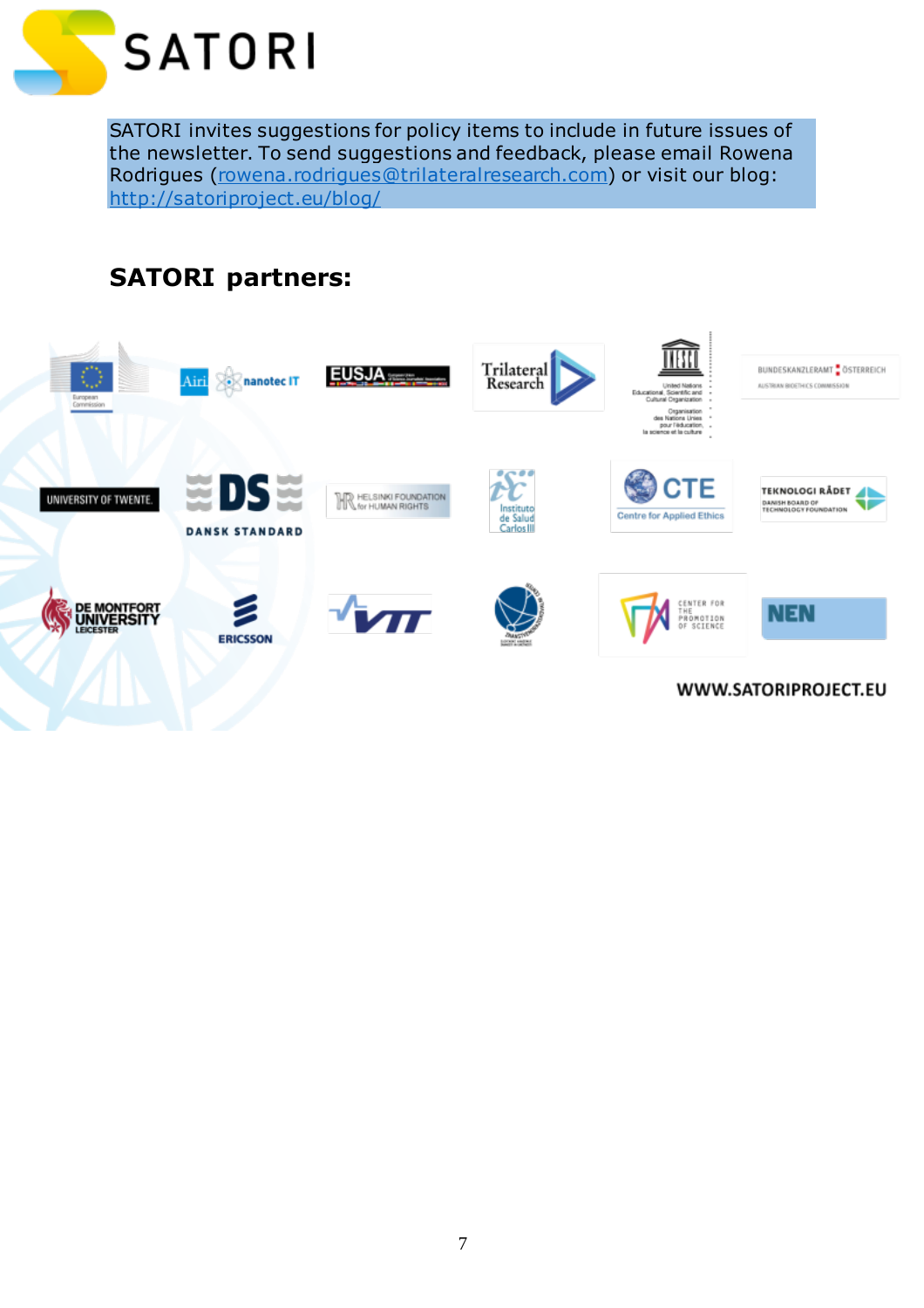SATORI invites suggestions for policy items to include in future issues of the newsletter. To send suggestions and feedback, please email Rowena Rodrigues (rowena.rodrigues@trilateralresearch.com) or visit our blog: http://satoriproject.eu/blog/

## SATORI partners:

WWW.SATORIPROJECT.EU